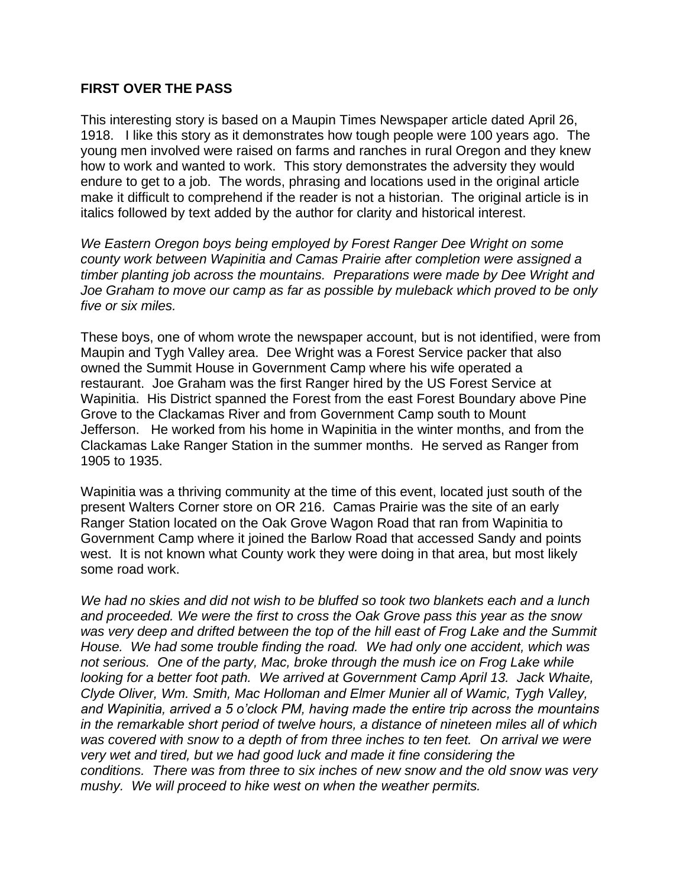**FIRST OVER THE PASS**

This interesting story is based on a Maupin Times Newspaper article dated April 26, 1918. I like this story as it demonstrates how tough people were 100 years ago. The young men involved were raised on farms and ranches in rural Oregon and they knew how to work and wanted to work. This story demonstrates the adversity they would endure to get to a job. The words, phrasing and locations used in the original article make it difficult to comprehend if the reader is not a historian. The original article is in italics followed by text added by the author for clarity and historical interest.

*We Eastern Oregon boys being employed by Forest Ranger Dee Wright on some county work between Wapinitia and Camas Prairie after completion were assigned a timber planting job across the mountains. Preparations were made by Dee Wright and Joe Graham to move our camp as far as possible by muleback which proved to be only five or six miles.*

These boys, one of whom wrote the newspaper account, but is not identified, were from Maupin and Tygh Valley area. Dee Wright was a Forest Service packer that also owned the Summit House in Government Camp where his wife operated a restaurant. Joe Graham was the first Ranger hired by the US Forest Service at Wapinitia. His District spanned the Forest from the east Forest Boundary above Pine Grove to the Clackamas River and from Government Camp south to Mount Jefferson. He worked from his home in Wapinitia in the winter months, and from the Clackamas Lake Ranger Station in the summer months. He served as Ranger from 1905 to 1935.

Wapinitia was a thriving community at the time of this event, located just south of the present Walters Corner store on OR 216. Camas Prairie was the site of an early Ranger Station located on the Oak Grove Wagon Road that ran from Wapinitia to Government Camp where it joined the Barlow Road that accessed Sandy and points west. It is not known what County work they were doing in that area, but most likely some road work.

*We had no skies and did not wish to be bluffed so took two blankets each and a lunch and proceeded. We were the first to cross the Oak Grove pass this year as the snow was very deep and drifted between the top of the hill east of Frog Lake and the Summit House. We had some trouble finding the road. We had only one accident, which was not serious. One of the party, Mac, broke through the mush ice on Frog Lake while looking for a better foot path. We arrived at Government Camp April 13. Jack Whaite, Clyde Oliver, Wm. Smith, Mac Holloman and Elmer Munier all of Wamic, Tygh Valley, and Wapinitia, arrived a 5 o'clock PM, having made the entire trip across the mountains in the remarkable short period of twelve hours, a distance of nineteen miles all of which was covered with snow to a depth of from three inches to ten feet. On arrival we were very wet and tired, but we had good luck and made it fine considering the conditions. There was from three to six inches of new snow and the old snow was very mushy. We will proceed to hike west on when the weather permits.*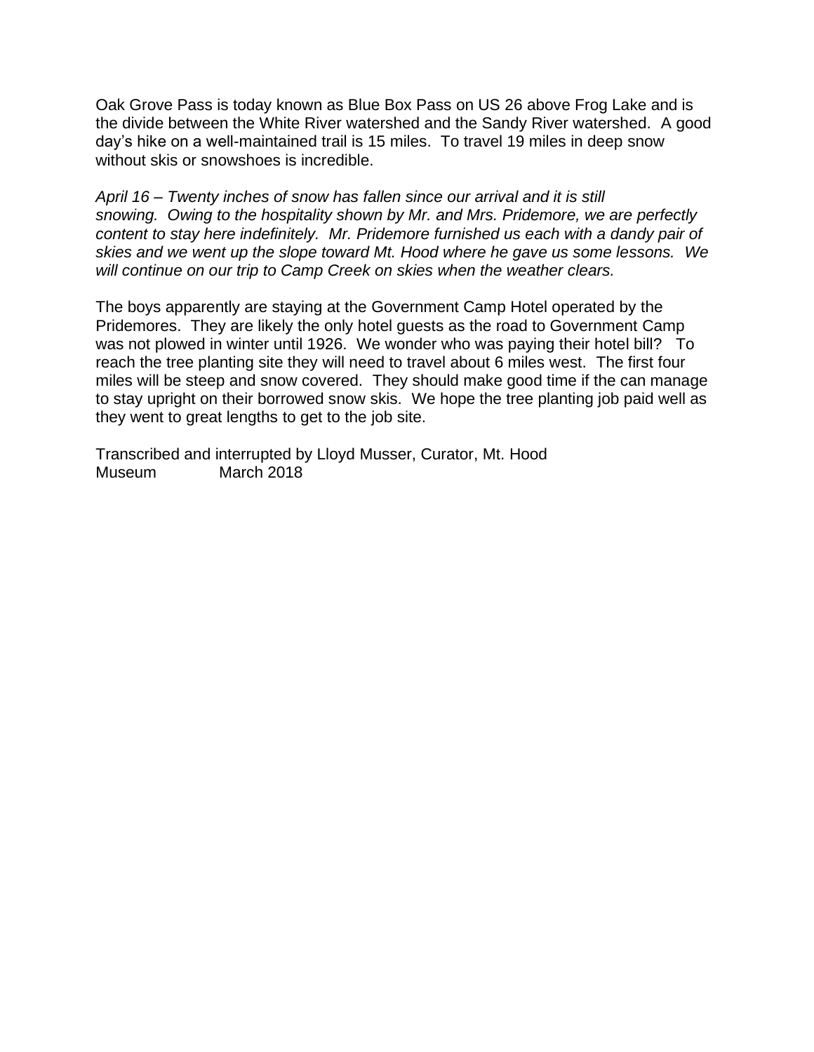Oak Grove Pass is today known as Blue Box Pass on US 26 above Frog Lake and is the divide between the White River watershed and the Sandy River watershed. A good day's hike on a well-maintained trail is 15 miles. To travel 19 miles in deep snow without skis or snowshoes is incredible.

*April 16 – Twenty inches of snow has fallen since our arrival and it is still snowing. Owing to the hospitality shown by Mr. and Mrs. Pridemore, we are perfectly content to stay here indefinitely. Mr. Pridemore furnished us each with a dandy pair of skies and we went up the slope toward Mt. Hood where he gave us some lessons. We will continue on our trip to Camp Creek on skies when the weather clears.*

The boys apparently are staying at the Government Camp Hotel operated by the Pridemores. They are likely the only hotel guests as the road to Government Camp was not plowed in winter until 1926. We wonder who was paying their hotel bill? To reach the tree planting site they will need to travel about 6 miles west. The first four miles will be steep and snow covered. They should make good time if the can manage to stay upright on their borrowed snow skis. We hope the tree planting job paid well as they went to great lengths to get to the job site.

Transcribed and interrupted by Lloyd Musser, Curator, Mt. Hood Museum March 2018